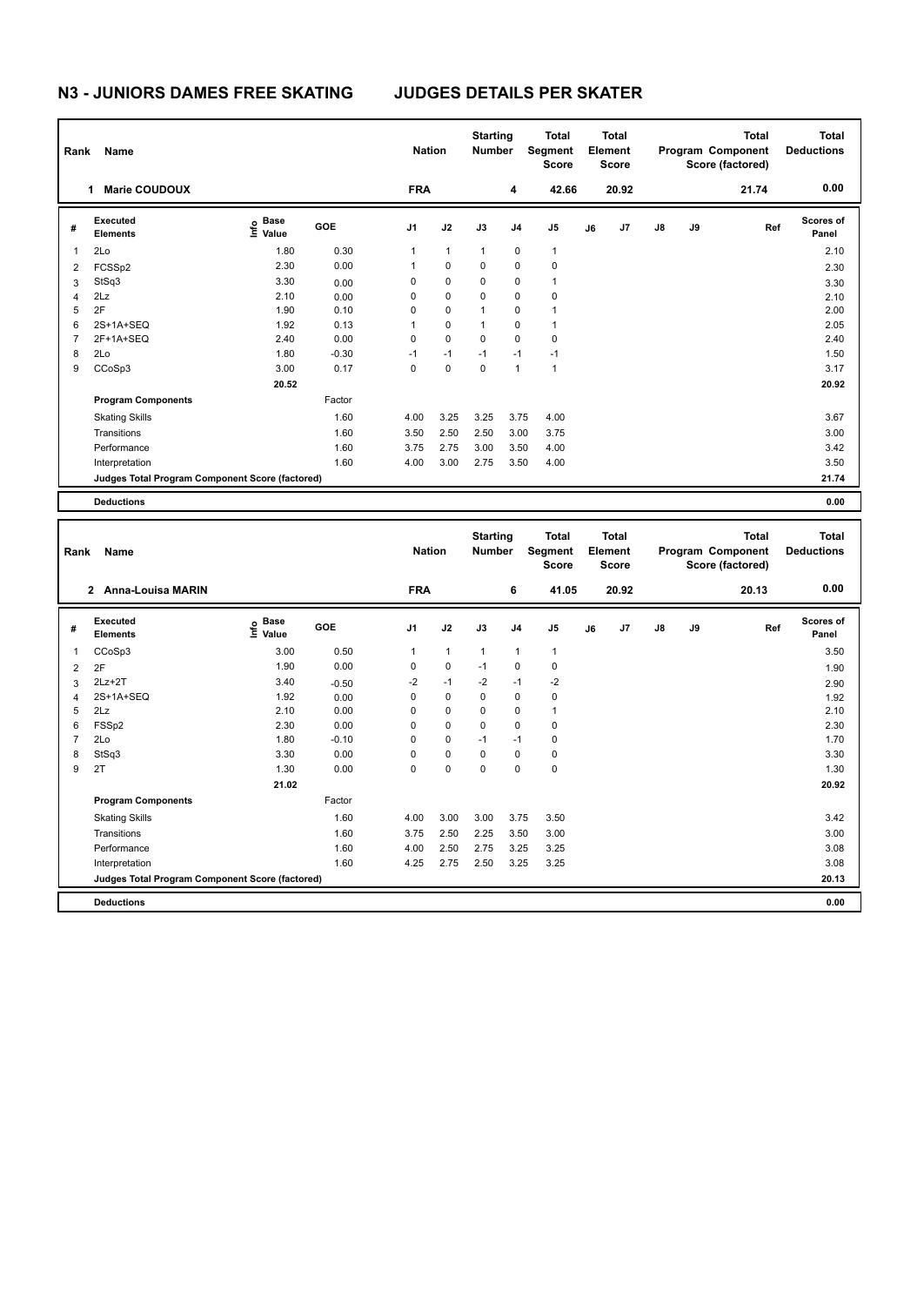# N3 - JUNIORS DAMES FREE SKATING    JUDGES DETAILS PER SKATER

| Rank | Name | Nation | Starting Number | Total Segment Score | Total Element Score | Total Program Component Score (factored) | Total Deductions |
|---|---|---|---|---|---|---|---|
| 1 | Marie COUDOUX | FRA | 4 | 42.66 | 20.92 | 21.74 | 0.00 |

| # | Executed Elements | Info | Base Value | GOE | J1 | J2 | J3 | J4 | J5 | J6 | J7 | J8 | J9 | Ref | Scores of Panel |
|---|---|---|---|---|---|---|---|---|---|---|---|---|---|---|---|
| 1 | 2Lo | | 1.80 | 0.30 | 1 | 1 | 1 | 0 | 1 | | | | | | 2.10 |
| 2 | FCSSp2 | | 2.30 | 0.00 | 1 | 0 | 0 | 0 | 0 | | | | | | 2.30 |
| 3 | StSq3 | | 3.30 | 0.00 | 0 | 0 | 0 | 0 | 1 | | | | | | 3.30 |
| 4 | 2Lz | | 2.10 | 0.00 | 0 | 0 | 0 | 0 | 0 | | | | | | 2.10 |
| 5 | 2F | | 1.90 | 0.10 | 0 | 0 | 1 | 0 | 1 | | | | | | 2.00 |
| 6 | 2S+1A+SEQ | | 1.92 | 0.13 | 1 | 0 | 1 | 0 | 1 | | | | | | 2.05 |
| 7 | 2F+1A+SEQ | | 2.40 | 0.00 | 0 | 0 | 0 | 0 | 0 | | | | | | 2.40 |
| 8 | 2Lo | | 1.80 | -0.30 | -1 | -1 | -1 | -1 | -1 | | | | | | 1.50 |
| 9 | CCoSp3 | | 3.00 | 0.17 | 0 | 0 | 0 | 1 | 1 | | | | | | 3.17 |
| | | | 20.52 | | | | | | | | | | | | 20.92 |
| | **Program Components** | | | Factor | | | | | | | | | | | |
| | Skating Skills | | | 1.60 | 4.00 | 3.25 | 3.25 | 3.75 | 4.00 | | | | | | 3.67 |
| | Transitions | | | 1.60 | 3.50 | 2.50 | 2.50 | 3.00 | 3.75 | | | | | | 3.00 |
| | Performance | | | 1.60 | 3.75 | 2.75 | 3.00 | 3.50 | 4.00 | | | | | | 3.42 |
| | Interpretation | | | 1.60 | 4.00 | 3.00 | 2.75 | 3.50 | 4.00 | | | | | | 3.50 |
| | **Judges Total Program Component Score (factored)** | | | | | | | | | | | | | | 21.74 |
| | **Deductions** | | | | | | | | | | | | | | 0.00 |

| Rank | Name | Nation | Starting Number | Total Segment Score | Total Element Score | Total Program Component Score (factored) | Total Deductions |
|---|---|---|---|---|---|---|---|
| 2 | Anna-Louisa MARIN | FRA | 6 | 41.05 | 20.92 | 20.13 | 0.00 |

| # | Executed Elements | Info | Base Value | GOE | J1 | J2 | J3 | J4 | J5 | J6 | J7 | J8 | J9 | Ref | Scores of Panel |
|---|---|---|---|---|---|---|---|---|---|---|---|---|---|---|---|
| 1 | CCoSp3 | | 3.00 | 0.50 | 1 | 1 | 1 | 1 | 1 | | | | | | 3.50 |
| 2 | 2F | | 1.90 | 0.00 | 0 | 0 | -1 | 0 | 0 | | | | | | 1.90 |
| 3 | 2Lz+2T | | 3.40 | -0.50 | -2 | -1 | -2 | -1 | -2 | | | | | | 2.90 |
| 4 | 2S+1A+SEQ | | 1.92 | 0.00 | 0 | 0 | 0 | 0 | 0 | | | | | | 1.92 |
| 5 | 2Lz | | 2.10 | 0.00 | 0 | 0 | 0 | 0 | 1 | | | | | | 2.10 |
| 6 | FSSp2 | | 2.30 | 0.00 | 0 | 0 | 0 | 0 | 0 | | | | | | 2.30 |
| 7 | 2Lo | | 1.80 | -0.10 | 0 | 0 | -1 | -1 | 0 | | | | | | 1.70 |
| 8 | StSq3 | | 3.30 | 0.00 | 0 | 0 | 0 | 0 | 0 | | | | | | 3.30 |
| 9 | 2T | | 1.30 | 0.00 | 0 | 0 | 0 | 0 | 0 | | | | | | 1.30 |
| | | | 21.02 | | | | | | | | | | | | 20.92 |
| | **Program Components** | | | Factor | | | | | | | | | | | |
| | Skating Skills | | | 1.60 | 4.00 | 3.00 | 3.00 | 3.75 | 3.50 | | | | | | 3.42 |
| | Transitions | | | 1.60 | 3.75 | 2.50 | 2.25 | 3.50 | 3.00 | | | | | | 3.00 |
| | Performance | | | 1.60 | 4.00 | 2.50 | 2.75 | 3.25 | 3.25 | | | | | | 3.08 |
| | Interpretation | | | 1.60 | 4.25 | 2.75 | 2.50 | 3.25 | 3.25 | | | | | | 3.08 |
| | **Judges Total Program Component Score (factored)** | | | | | | | | | | | | | | 20.13 |
| | **Deductions** | | | | | | | | | | | | | | 0.00 |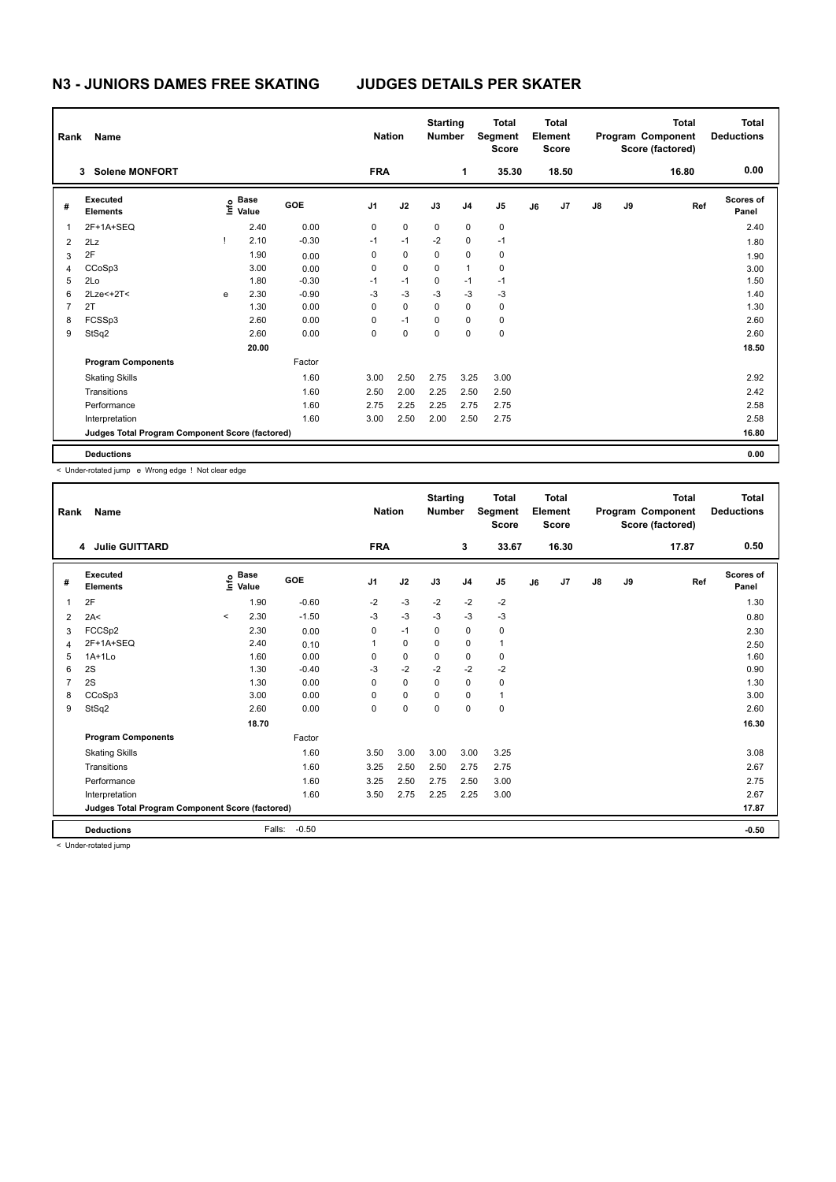# N3 - JUNIORS DAMES FREE SKATING JUDGES DETAILS PER SKATER

| Rank | Name | Nation | Starting Number | Total Segment Score | Total Element Score | Total Program Component Score (factored) | Total Deductions |
|---|---|---|---|---|---|---|---|
| 3 | Solene MONFORT | FRA | 1 | 35.30 | 18.50 | 16.80 | 0.00 |

| # | Executed Elements | Info | Base Value | GOE | J1 | J2 | J3 | J4 | J5 | J6 | J7 | J8 | J9 | Ref | Scores of Panel |
|---|---|---|---|---|---|---|---|---|---|---|---|---|---|---|---|
| 1 | 2F+1A+SEQ | | 2.40 | 0.00 | 0 | 0 | 0 | 0 | 0 | | | | | | 2.40 |
| 2 | 2Lz | ! | 2.10 | -0.30 | -1 | -1 | -2 | 0 | -1 | | | | | | 1.80 |
| 3 | 2F | | 1.90 | 0.00 | 0 | 0 | 0 | 0 | 0 | | | | | | 1.90 |
| 4 | CCoSp3 | | 3.00 | 0.00 | 0 | 0 | 0 | 1 | 0 | | | | | | 3.00 |
| 5 | 2Lo | | 1.80 | -0.30 | -1 | -1 | 0 | -1 | -1 | | | | | | 1.50 |
| 6 | 2Lze<+2T< | e | 2.30 | -0.90 | -3 | -3 | -3 | -3 | -3 | | | | | | 1.40 |
| 7 | 2T | | 1.30 | 0.00 | 0 | 0 | 0 | 0 | 0 | | | | | | 1.30 |
| 8 | FCSSp3 | | 2.60 | 0.00 | 0 | -1 | 0 | 0 | 0 | | | | | | 2.60 |
| 9 | StSq2 | | 2.60 | 0.00 | 0 | 0 | 0 | 0 | 0 | | | | | | 2.60 |
| | | | 20.00 | | | | | | | | | | | | 18.50 |
| | **Program Components** | | | Factor | | | | | | | | | | | |
| | Skating Skills | | | 1.60 | 3.00 | 2.50 | 2.75 | 3.25 | 3.00 | | | | | | 2.92 |
| | Transitions | | | 1.60 | 2.50 | 2.00 | 2.25 | 2.50 | 2.50 | | | | | | 2.42 |
| | Performance | | | 1.60 | 2.75 | 2.25 | 2.25 | 2.75 | 2.75 | | | | | | 2.58 |
| | Interpretation | | | 1.60 | 3.00 | 2.50 | 2.00 | 2.50 | 2.75 | | | | | | 2.58 |
| | **Judges Total Program Component Score (factored)** | | | | | | | | | | | | | | 16.80 |
| | **Deductions** | | | | | | | | | | | | | | 0.00 |

< Under-rotated jump e Wrong edge ! Not clear edge

| Rank | Name | Nation | Starting Number | Total Segment Score | Total Element Score | Total Program Component Score (factored) | Total Deductions |
|---|---|---|---|---|---|---|---|
| 4 | Julie GUITTARD | FRA | 3 | 33.67 | 16.30 | 17.87 | 0.50 |

| # | Executed Elements | Info | Base Value | GOE | J1 | J2 | J3 | J4 | J5 | J6 | J7 | J8 | J9 | Ref | Scores of Panel |
|---|---|---|---|---|---|---|---|---|---|---|---|---|---|---|---|
| 1 | 2F | | 1.90 | -0.60 | -2 | -3 | -2 | -2 | -2 | | | | | | 1.30 |
| 2 | 2A< | < | 2.30 | -1.50 | -3 | -3 | -3 | -3 | -3 | | | | | | 0.80 |
| 3 | FCCSp2 | | 2.30 | 0.00 | 0 | -1 | 0 | 0 | 0 | | | | | | 2.30 |
| 4 | 2F+1A+SEQ | | 2.40 | 0.10 | 1 | 0 | 0 | 0 | 1 | | | | | | 2.50 |
| 5 | 1A+1Lo | | 1.60 | 0.00 | 0 | 0 | 0 | 0 | 0 | | | | | | 1.60 |
| 6 | 2S | | 1.30 | -0.40 | -3 | -2 | -2 | -2 | -2 | | | | | | 0.90 |
| 7 | 2S | | 1.30 | 0.00 | 0 | 0 | 0 | 0 | 0 | | | | | | 1.30 |
| 8 | CCoSp3 | | 3.00 | 0.00 | 0 | 0 | 0 | 0 | 1 | | | | | | 3.00 |
| 9 | StSq2 | | 2.60 | 0.00 | 0 | 0 | 0 | 0 | 0 | | | | | | 2.60 |
| | | | 18.70 | | | | | | | | | | | | 16.30 |
| | **Program Components** | | | Factor | | | | | | | | | | | |
| | Skating Skills | | | 1.60 | 3.50 | 3.00 | 3.00 | 3.00 | 3.25 | | | | | | 3.08 |
| | Transitions | | | 1.60 | 3.25 | 2.50 | 2.50 | 2.75 | 2.75 | | | | | | 2.67 |
| | Performance | | | 1.60 | 3.25 | 2.50 | 2.75 | 2.50 | 3.00 | | | | | | 2.75 |
| | Interpretation | | | 1.60 | 3.50 | 2.75 | 2.25 | 2.25 | 3.00 | | | | | | 2.67 |
| | **Judges Total Program Component Score (factored)** | | | | | | | | | | | | | | 17.87 |
| | **Deductions** | | Falls: | -0.50 | | | | | | | | | | | -0.50 |

< Under-rotated jump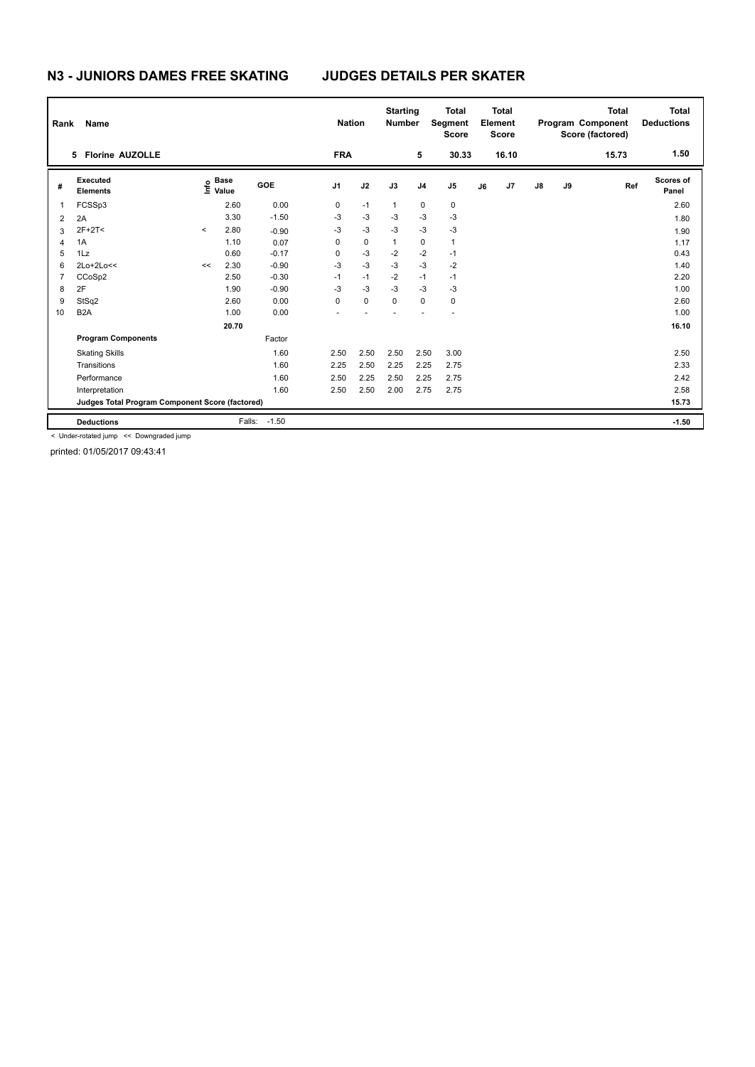# N3 - JUNIORS DAMES FREE SKATING JUDGES DETAILS PER SKATER

| Rank | Name | Nation | Starting Number | Total Segment Score | Total Element Score | Total Program Component Score (factored) | Total Deductions |
|---|---|---|---|---|---|---|---|
| 5 | Florine AUZOLLE | FRA | 5 | 30.33 | 16.10 | 15.73 | 1.50 |

| # | Executed Elements | Info | Base Value | GOE | J1 | J2 | J3 | J4 | J5 | J6 | J7 | J8 | J9 | Ref | Scores of Panel |
|---|---|---|---|---|---|---|---|---|---|---|---|---|---|---|---|
| 1 | FCSSp3 | | 2.60 | 0.00 | 0 | -1 | 1 | 0 | 0 | | | | | | 2.60 |
| 2 | 2A | | 3.30 | -1.50 | -3 | -3 | -3 | -3 | -3 | | | | | | 1.80 |
| 3 | 2F+2T< | < | 2.80 | -0.90 | -3 | -3 | -3 | -3 | -3 | | | | | | 1.90 |
| 4 | 1A | | 1.10 | 0.07 | 0 | 0 | 1 | 0 | 1 | | | | | | 1.17 |
| 5 | 1Lz | | 0.60 | -0.17 | 0 | -3 | -2 | -2 | -1 | | | | | | 0.43 |
| 6 | 2Lo+2Lo<< | << | 2.30 | -0.90 | -3 | -3 | -3 | -3 | -2 | | | | | | 1.40 |
| 7 | CCoSp2 | | 2.50 | -0.30 | -1 | -1 | -2 | -1 | -1 | | | | | | 2.20 |
| 8 | 2F | | 1.90 | -0.90 | -3 | -3 | -3 | -3 | -3 | | | | | | 1.00 |
| 9 | StSq2 | | 2.60 | 0.00 | 0 | 0 | 0 | 0 | 0 | | | | | | 2.60 |
| 10 | B2A | | 1.00 | 0.00 | - | - | - | - | - | | | | | | 1.00 |
| | | | 20.70 | | | | | | | | | | | | 16.10 |
| | **Program Components** | | | Factor | | | | | | | | | | | |
| | Skating Skills | | | 1.60 | 2.50 | 2.50 | 2.50 | 2.50 | 3.00 | | | | | | 2.50 |
| | Transitions | | | 1.60 | 2.25 | 2.50 | 2.25 | 2.25 | 2.75 | | | | | | 2.33 |
| | Performance | | | 1.60 | 2.50 | 2.25 | 2.50 | 2.25 | 2.75 | | | | | | 2.42 |
| | Interpretation | | | 1.60 | 2.50 | 2.50 | 2.00 | 2.75 | 2.75 | | | | | | 2.58 |
| | Judges Total Program Component Score (factored) | | | | | | | | | | | | | | 15.73 |
| | **Deductions** | | Falls: | -1.50 | | | | | | | | | | | -1.50 |

< Under-rotated jump << Downgraded jump

printed: 01/05/2017 09:43:41